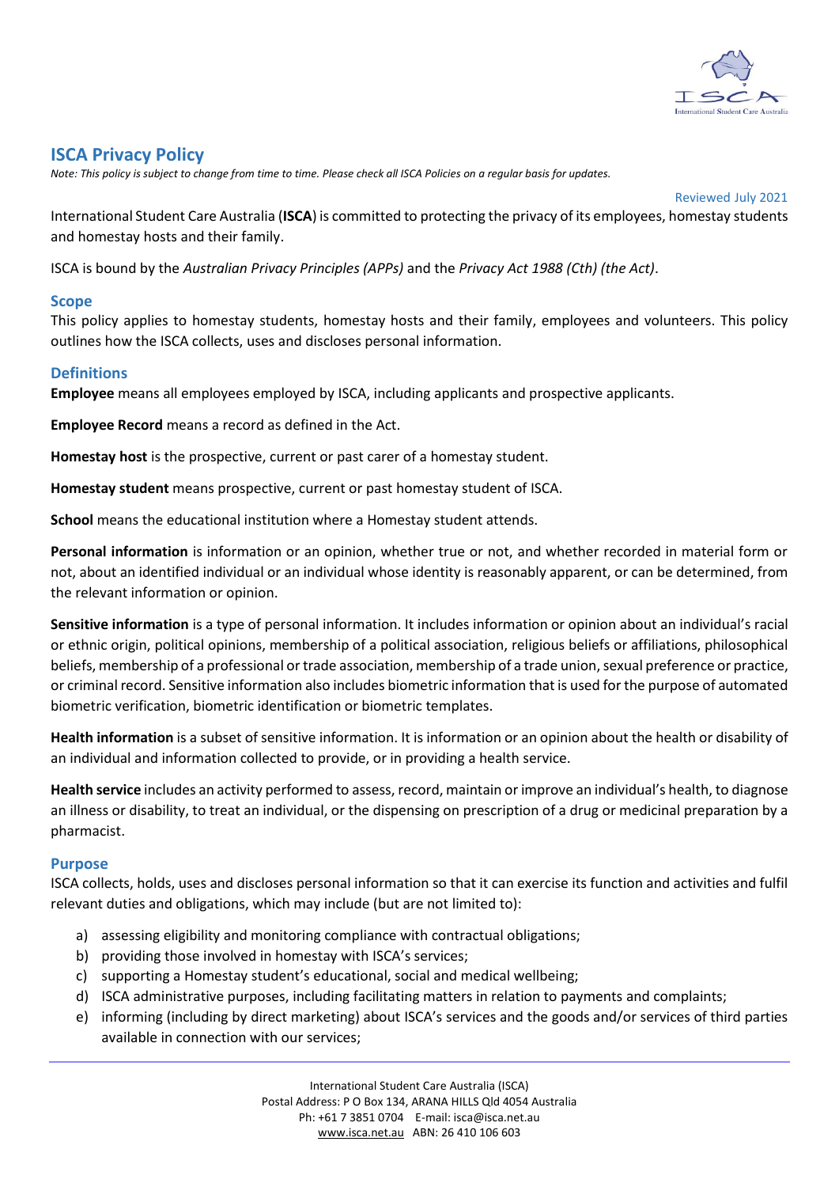# ISCA Privacy Policy

*Note: This policy is subject to change from time to time. Please check all ISCA Policies on a regular basis for updates.*

Reviewed July 2021

International Student Care Australia (**ISCA**) is committed to protecting the privacy of its employees, homestay students and homestay hosts and their family.

ISCA is bound by the *Australian Privacy Principles (APPs)* and the *Privacy Act 1988 (Cth) (the Act)*.

## Scope

This policy applies to homestay students, homestay hosts and their family, employees and volunteers. This policy outlines how the ISCA collects, uses and discloses personal information.

## Definitions

**Employee** means all employees employed by ISCA, including applicants and prospective applicants.

**Employee Record** means a record as defined in the Act.

**Homestay host** is the prospective, current or past carer of a homestay student.

**Homestay student** means prospective, current or past homestay student of ISCA.

**School** means the educational institution where a Homestay student attends.

**Personal information** is information or an opinion, whether true or not, and whether recorded in material form or not, about an identified individual or an individual whose identity is reasonably apparent, or can be determined, from the relevant information or opinion.

**Sensitive information** is a type of personal information. It includes information or opinion about an individual's racial or ethnic origin, political opinions, membership of a political association, religious beliefs or affiliations, philosophical beliefs, membership of a professional or trade association, membership of a trade union, sexual preference or practice, or criminal record. Sensitive information also includes biometric information that is used for the purpose of automated biometric verification, biometric identification or biometric templates.

**Health information** is a subset of sensitive information. It is information or an opinion about the health or disability of an individual and information collected to provide, or in providing a health service.

**Health service** includes an activity performed to assess, record, maintain or improve an individual's health, to diagnose an illness or disability, to treat an individual, or the dispensing on prescription of a drug or medicinal preparation by a pharmacist.

## Purpose

ISCA collects, holds, uses and discloses personal information so that it can exercise its function and activities and fulfil relevant duties and obligations, which may include (but are not limited to):

a) assessing eligibility and monitoring compliance with contractual obligations;
b) providing those involved in homestay with ISCA's services;
c) supporting a Homestay student's educational, social and medical wellbeing;
d) ISCA administrative purposes, including facilitating matters in relation to payments and complaints;
e) informing (including by direct marketing) about ISCA's services and the goods and/or services of third parties available in connection with our services;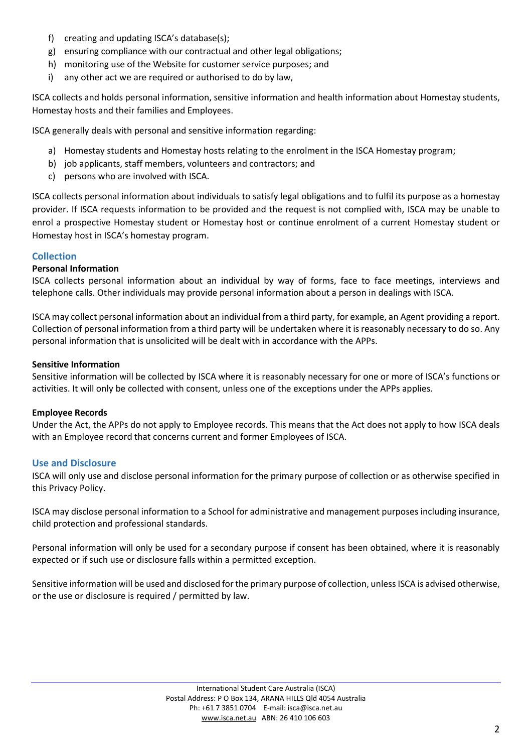f) creating and updating ISCA's database(s);
g) ensuring compliance with our contractual and other legal obligations;
h) monitoring use of the Website for customer service purposes; and
i) any other act we are required or authorised to do by law,

ISCA collects and holds personal information, sensitive information and health information about Homestay students, Homestay hosts and their families and Employees.

ISCA generally deals with personal and sensitive information regarding:

a) Homestay students and Homestay hosts relating to the enrolment in the ISCA Homestay program;
b) job applicants, staff members, volunteers and contractors; and
c) persons who are involved with ISCA.

ISCA collects personal information about individuals to satisfy legal obligations and to fulfil its purpose as a homestay provider. If ISCA requests information to be provided and the request is not complied with, ISCA may be unable to enrol a prospective Homestay student or Homestay host or continue enrolment of a current Homestay student or Homestay host in ISCA's homestay program.

## Collection

**Personal Information**

ISCA collects personal information about an individual by way of forms, face to face meetings, interviews and telephone calls. Other individuals may provide personal information about a person in dealings with ISCA.

ISCA may collect personal information about an individual from a third party, for example, an Agent providing a report. Collection of personal information from a third party will be undertaken where it is reasonably necessary to do so. Any personal information that is unsolicited will be dealt with in accordance with the APPs.

**Sensitive Information**

Sensitive information will be collected by ISCA where it is reasonably necessary for one or more of ISCA's functions or activities. It will only be collected with consent, unless one of the exceptions under the APPs applies.

**Employee Records**

Under the Act, the APPs do not apply to Employee records. This means that the Act does not apply to how ISCA deals with an Employee record that concerns current and former Employees of ISCA.

## Use and Disclosure

ISCA will only use and disclose personal information for the primary purpose of collection or as otherwise specified in this Privacy Policy.

ISCA may disclose personal information to a School for administrative and management purposes including insurance, child protection and professional standards.

Personal information will only be used for a secondary purpose if consent has been obtained, where it is reasonably expected or if such use or disclosure falls within a permitted exception.

Sensitive information will be used and disclosed for the primary purpose of collection, unless ISCA is advised otherwise, or the use or disclosure is required / permitted by law.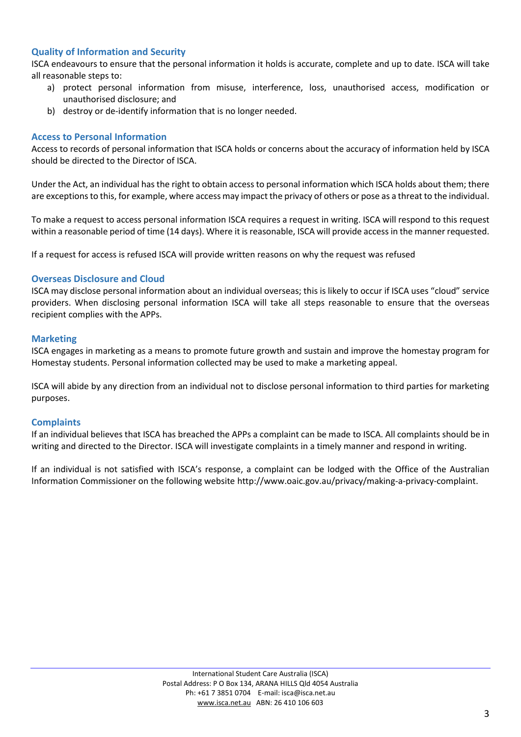### Quality of Information and Security

ISCA endeavours to ensure that the personal information it holds is accurate, complete and up to date. ISCA will take all reasonable steps to:

a) protect personal information from misuse, interference, loss, unauthorised access, modification or unauthorised disclosure; and
b) destroy or de-identify information that is no longer needed.

### Access to Personal Information

Access to records of personal information that ISCA holds or concerns about the accuracy of information held by ISCA should be directed to the Director of ISCA.

Under the Act, an individual has the right to obtain access to personal information which ISCA holds about them; there are exceptions to this, for example, where access may impact the privacy of others or pose as a threat to the individual.

To make a request to access personal information ISCA requires a request in writing. ISCA will respond to this request within a reasonable period of time (14 days). Where it is reasonable, ISCA will provide access in the manner requested.

If a request for access is refused ISCA will provide written reasons on why the request was refused

### Overseas Disclosure and Cloud

ISCA may disclose personal information about an individual overseas; this is likely to occur if ISCA uses "cloud" service providers. When disclosing personal information ISCA will take all steps reasonable to ensure that the overseas recipient complies with the APPs.

### Marketing

ISCA engages in marketing as a means to promote future growth and sustain and improve the homestay program for Homestay students. Personal information collected may be used to make a marketing appeal.

ISCA will abide by any direction from an individual not to disclose personal information to third parties for marketing purposes.

### Complaints

If an individual believes that ISCA has breached the APPs a complaint can be made to ISCA. All complaints should be in writing and directed to the Director. ISCA will investigate complaints in a timely manner and respond in writing.

If an individual is not satisfied with ISCA's response, a complaint can be lodged with the Office of the Australian Information Commissioner on the following website http://www.oaic.gov.au/privacy/making-a-privacy-complaint.